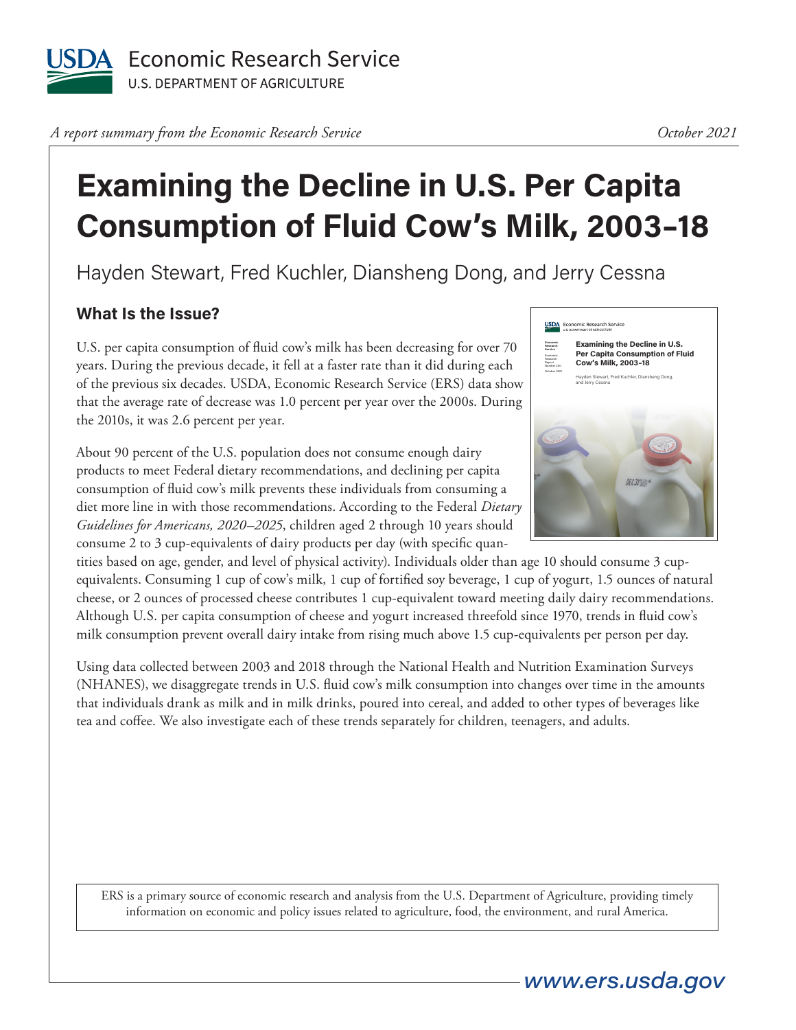USDA Economic Research Service
U.S. DEPARTMENT OF AGRICULTURE

*A report summary from the Economic Research Service* — *October 2021*

# Examining the Decline in U.S. Per Capita Consumption of Fluid Cow's Milk, 2003–18

Hayden Stewart, Fred Kuchler, Diansheng Dong, and Jerry Cessna

## What Is the Issue?

U.S. per capita consumption of fluid cow's milk has been decreasing for over 70 years. During the previous decade, it fell at a faster rate than it did during each of the previous six decades. USDA, Economic Research Service (ERS) data show that the average rate of decrease was 1.0 percent per year over the 2000s. During the 2010s, it was 2.6 percent per year.

About 90 percent of the U.S. population does not consume enough dairy products to meet Federal dietary recommendations, and declining per capita consumption of fluid cow's milk prevents these individuals from consuming a diet more line in with those recommendations. According to the Federal *Dietary Guidelines for Americans, 2020–2025*, children aged 2 through 10 years should consume 2 to 3 cup-equivalents of dairy products per day (with specific quantities based on age, gender, and level of physical activity). Individuals older than age 10 should consume 3 cup-equivalents. Consuming 1 cup of cow's milk, 1 cup of fortified soy beverage, 1 cup of yogurt, 1.5 ounces of natural cheese, or 2 ounces of processed cheese contributes 1 cup-equivalent toward meeting daily dairy recommendations. Although U.S. per capita consumption of cheese and yogurt increased threefold since 1970, trends in fluid cow's milk consumption prevent overall dairy intake from rising much above 1.5 cup-equivalents per person per day.

Using data collected between 2003 and 2018 through the National Health and Nutrition Examination Surveys (NHANES), we disaggregate trends in U.S. fluid cow's milk consumption into changes over time in the amounts that individuals drank as milk and in milk drinks, poured into cereal, and added to other types of beverages like tea and coffee. We also investigate each of these trends separately for children, teenagers, and adults.

ERS is a primary source of economic research and analysis from the U.S. Department of Agriculture, providing timely information on economic and policy issues related to agriculture, food, the environment, and rural America.

www.ers.usda.gov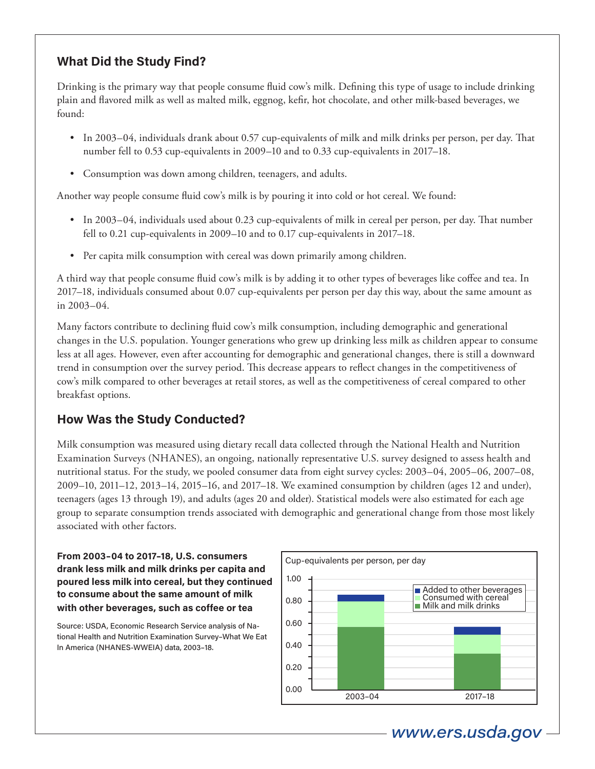## What Did the Study Find?

Drinking is the primary way that people consume fluid cow's milk. Defining this type of usage to include drinking plain and flavored milk as well as malted milk, eggnog, kefir, hot chocolate, and other milk-based beverages, we found:

- In 2003–04, individuals drank about 0.57 cup-equivalents of milk and milk drinks per person, per day. That number fell to 0.53 cup-equivalents in 2009–10 and to 0.33 cup-equivalents in 2017–18.
- Consumption was down among children, teenagers, and adults.

Another way people consume fluid cow's milk is by pouring it into cold or hot cereal. We found:

- In 2003–04, individuals used about 0.23 cup-equivalents of milk in cereal per person, per day. That number fell to 0.21 cup-equivalents in 2009–10 and to 0.17 cup-equivalents in 2017–18.
- Per capita milk consumption with cereal was down primarily among children.

A third way that people consume fluid cow's milk is by adding it to other types of beverages like coffee and tea. In 2017–18, individuals consumed about 0.07 cup-equivalents per person per day this way, about the same amount as in 2003–04.

Many factors contribute to declining fluid cow's milk consumption, including demographic and generational changes in the U.S. population. Younger generations who grew up drinking less milk as children appear to consume less at all ages. However, even after accounting for demographic and generational changes, there is still a downward trend in consumption over the survey period. This decrease appears to reflect changes in the competitiveness of cow's milk compared to other beverages at retail stores, as well as the competitiveness of cereal compared to other breakfast options.

## How Was the Study Conducted?

Milk consumption was measured using dietary recall data collected through the National Health and Nutrition Examination Surveys (NHANES), an ongoing, nationally representative U.S. survey designed to assess health and nutritional status. For the study, we pooled consumer data from eight survey cycles: 2003–04, 2005–06, 2007–08, 2009–10, 2011–12, 2013–14, 2015–16, and 2017–18. We examined consumption by children (ages 12 and under), teenagers (ages 13 through 19), and adults (ages 20 and older). Statistical models were also estimated for each age group to separate consumption trends associated with demographic and generational change from those most likely associated with other factors.

**From 2003–04 to 2017–18, U.S. consumers drank less milk and milk drinks per capita and poured less milk into cereal, but they continued to consume about the same amount of milk with other beverages, such as coffee or tea**

Source: USDA, Economic Research Service analysis of National Health and Nutrition Examination Survey–What We Eat In America (NHANES-WWEIA) data, 2003–18.

Cup-equivalents per person, per day

1.00
0.80
0.60
0.40
0.20
0.00

Added to other beverages
Consumed with cereal
Milk and milk drinks

2003–04
2017–18